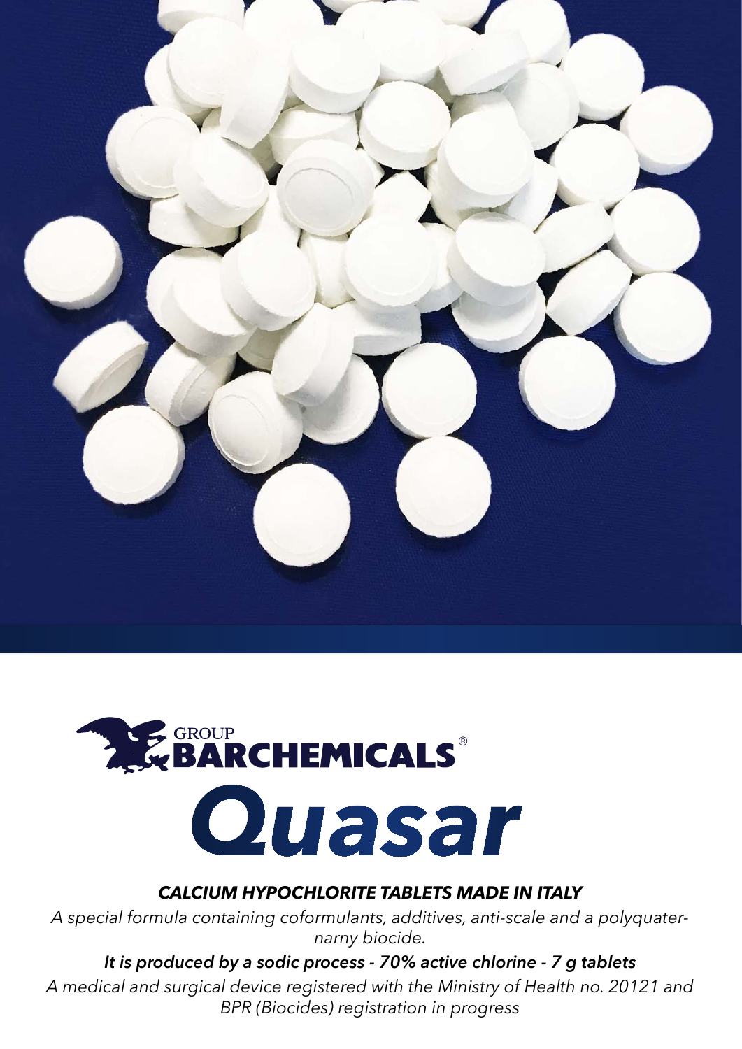GROUP BARCHEMICALS®

# Quasar

***CALCIUM HYPOCHLORITE TABLETS MADE IN ITALY***

*A special formula containing coformulants, additives, anti-scale and a polyquaternarny biocide.*

***It is produced by a sodic process - 70% active chlorine - 7 g tablets***

*A medical and surgical device registered with the Ministry of Health no. 20121 and BPR (Biocides) registration in progress*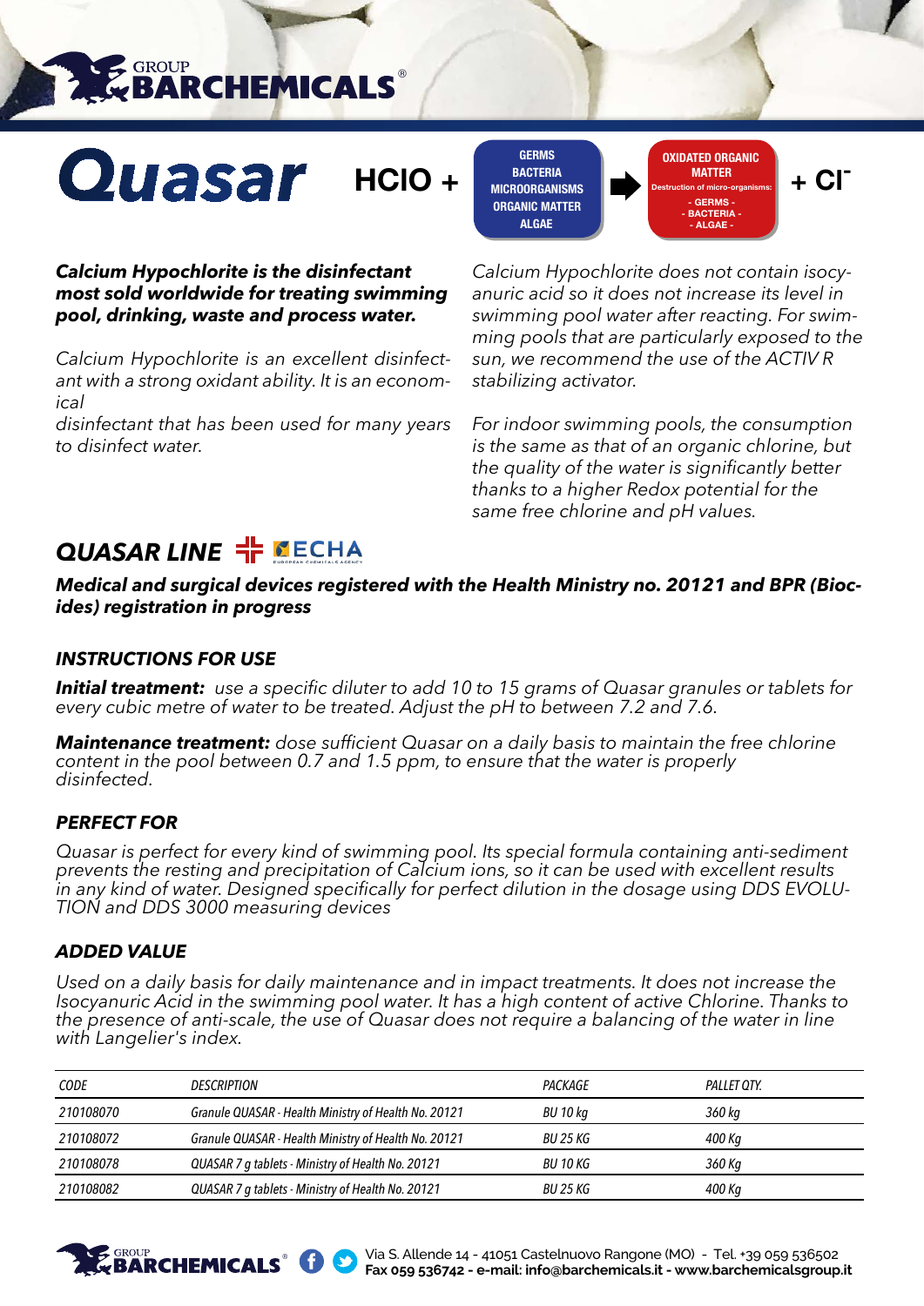# Quasar

$HClO$ + GERMS BACTERIA MICROORGANISMS ORGANIC MATTER ALGAE → OXIDATED ORGANIC MATTER Destruction of micro-organisms: - GERMS - - BACTERIA - - ALGAE - + $Cl^-$

***Calcium Hypochlorite is the disinfectant most sold worldwide for treating swimming pool, drinking, waste and process water.***

*Calcium Hypochlorite is an excellent disinfectant with a strong oxidant ability. It is an economical disinfectant that has been used for many years to disinfect water.*

*Calcium Hypochlorite does not contain isocyanuric acid so it does not increase its level in swimming pool water after reacting. For swimming pools that are particularly exposed to the sun, we recommend the use of the ACTIV R stabilizing activator.*

*For indoor swimming pools, the consumption is the same as that of an organic chlorine, but the quality of the water is significantly better thanks to a higher Redox potential for the same free chlorine and pH values.*

## QUASAR LINE

***Medical and surgical devices registered with the Health Ministry no. 20121 and BPR (Biocides) registration in progress***

### INSTRUCTIONS FOR USE

***Initial treatment:*** *use a specific diluter to add 10 to 15 grams of Quasar granules or tablets for every cubic metre of water to be treated. Adjust the pH to between 7.2 and 7.6.*

***Maintenance treatment:*** *dose sufficient Quasar on a daily basis to maintain the free chlorine content in the pool between 0.7 and 1.5 ppm, to ensure that the water is properly disinfected.*

### PERFECT FOR

*Quasar is perfect for every kind of swimming pool. Its special formula containing anti-sediment prevents the resting and precipitation of Calcium ions, so it can be used with excellent results in any kind of water. Designed specifically for perfect dilution in the dosage using DDS EVOLUTION and DDS 3000 measuring devices*

### ADDED VALUE

*Used on a daily basis for daily maintenance and in impact treatments. It does not increase the Isocyanuric Acid in the swimming pool water. It has a high content of active Chlorine. Thanks to the presence of anti-scale, the use of Quasar does not require a balancing of the water in line with Langelier's index.*

| CODE | DESCRIPTION | PACKAGE | PALLET QTY. |
|---|---|---|---|
| 210108070 | Granule QUASAR - Health Ministry of Health No. 20121 | BU 10 kg | 360 kg |
| 210108072 | Granule QUASAR - Health Ministry of Health No. 20121 | BU 25 KG | 400 Kg |
| 210108078 | QUASAR 7 g tablets - Ministry of Health No. 20121 | BU 10 KG | 360 Kg |
| 210108082 | QUASAR 7 g tablets - Ministry of Health No. 20121 | BU 25 KG | 400 Kg |

Via S. Allende 14 - 41051 Castelnuovo Rangone (MO) - Tel. +39 059 536502
**Fax 059 536742 - e-mail: info@barchemicals.it - www.barchemicalsgroup.it**